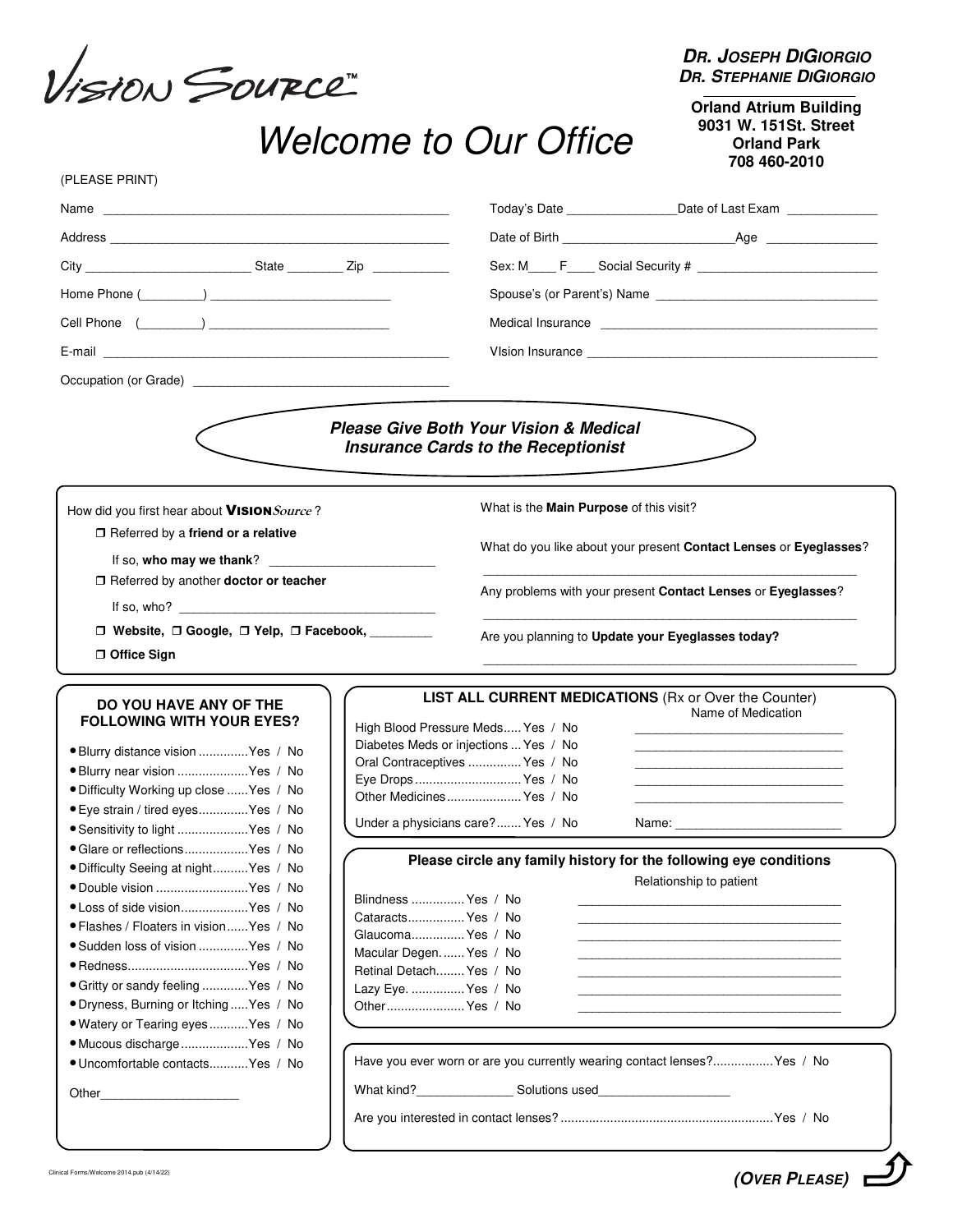Vision Source™

**Dr. Joseph DiGiorgio**
**Dr. Stephanie DiGiorgio**

**Orland Atrium Building**
**9031 W. 151St. Street**
**Orland Park**
**708 460-2010**

# Welcome to Our Office

(PLEASE PRINT)

Name ______________________________________________

Address ______________________________________________

City ______________________ State ________ Zip __________

Home Phone (________) ________________________

Cell Phone (________) ________________________

E-mail ______________________________________________

Occupation (or Grade) __________________________________

Today's Date _______________ Date of Last Exam ____________

Date of Birth _______________________ Age _______________

Sex: M____ F____ Social Security # ________________________

Spouse's (or Parent's) Name ______________________________

Medical Insurance ______________________________________

VIsion Insurance ______________________________________

***Please Give Both Your Vision & Medical Insurance Cards to the Receptionist***

How did you first hear about **VISION** *Source*?

- ☐ Referred by a **friend or a relative**
  - If so, **who may we thank**? ______________________
- ☐ Referred by another **doctor or teacher**
  - If so, who? ________________________________
- ☐ **Website,** ☐ **Google,** ☐ **Yelp,** ☐ **Facebook,** ________
- ☐ **Office Sign**

What is the **Main Purpose** of this visit?

What do you like about your present **Contact Lenses** or **Eyeglasses**?

______________________________________________

Any problems with your present **Contact Lenses** or **Eyeglasses**?

______________________________________________

Are you planning to **Update your Eyeglasses today?**

______________________________________________

### DO YOU HAVE ANY OF THE FOLLOWING WITH YOUR EYES?

- Blurry distance vision .............Yes / No
- Blurry near vision ...................Yes / No
- Difficulty Working up close ......Yes / No
- Eye strain / tired eyes.............Yes / No
- Sensitivity to light ...................Yes / No
- Glare or reflections.................Yes / No
- Difficulty Seeing at night..........Yes / No
- Double vision .........................Yes / No
- Loss of side vision..................Yes / No
- Flashes / Floaters in vision......Yes / No
- Sudden loss of vision .............Yes / No
- Redness.................................Yes / No
- Gritty or sandy feeling .............Yes / No
- Dryness, Burning or Itching .....Yes / No
- Watery or Tearing eyes...........Yes / No
- Mucous discharge..................Yes / No
- Uncomfortable contacts...........Yes / No

Other___________________

### LIST ALL CURRENT MEDICATIONS (Rx or Over the Counter)

| | | Name of Medication |
|---|---|---|
| High Blood Pressure Meds | Yes / No | ______________________ |
| Diabetes Meds or injections | Yes / No | ______________________ |
| Oral Contraceptives | Yes / No | ______________________ |
| Eye Drops | Yes / No | ______________________ |
| Other Medicines | Yes / No | ______________________ |
| Under a physicians care? | Yes / No | Name: ________________ |

### Please circle any family history for the following eye conditions

| | | Relationship to patient |
|---|---|---|
| Blindness | Yes / No | ______________________ |
| Cataracts | Yes / No | ______________________ |
| Glaucoma | Yes / No | ______________________ |
| Macular Degen. | Yes / No | ______________________ |
| Retinal Detach. | Yes / No | ______________________ |
| Lazy Eye. | Yes / No | ______________________ |
| Other | Yes / No | ______________________ |

Have you ever worn or are you currently wearing contact lenses?................Yes / No

What kind?_____________ Solutions used__________________

Are you interested in contact lenses? ..........................................................Yes / No

Clinical Forms/Welcome 2014.pub (4/14/22)

***(Over Please)***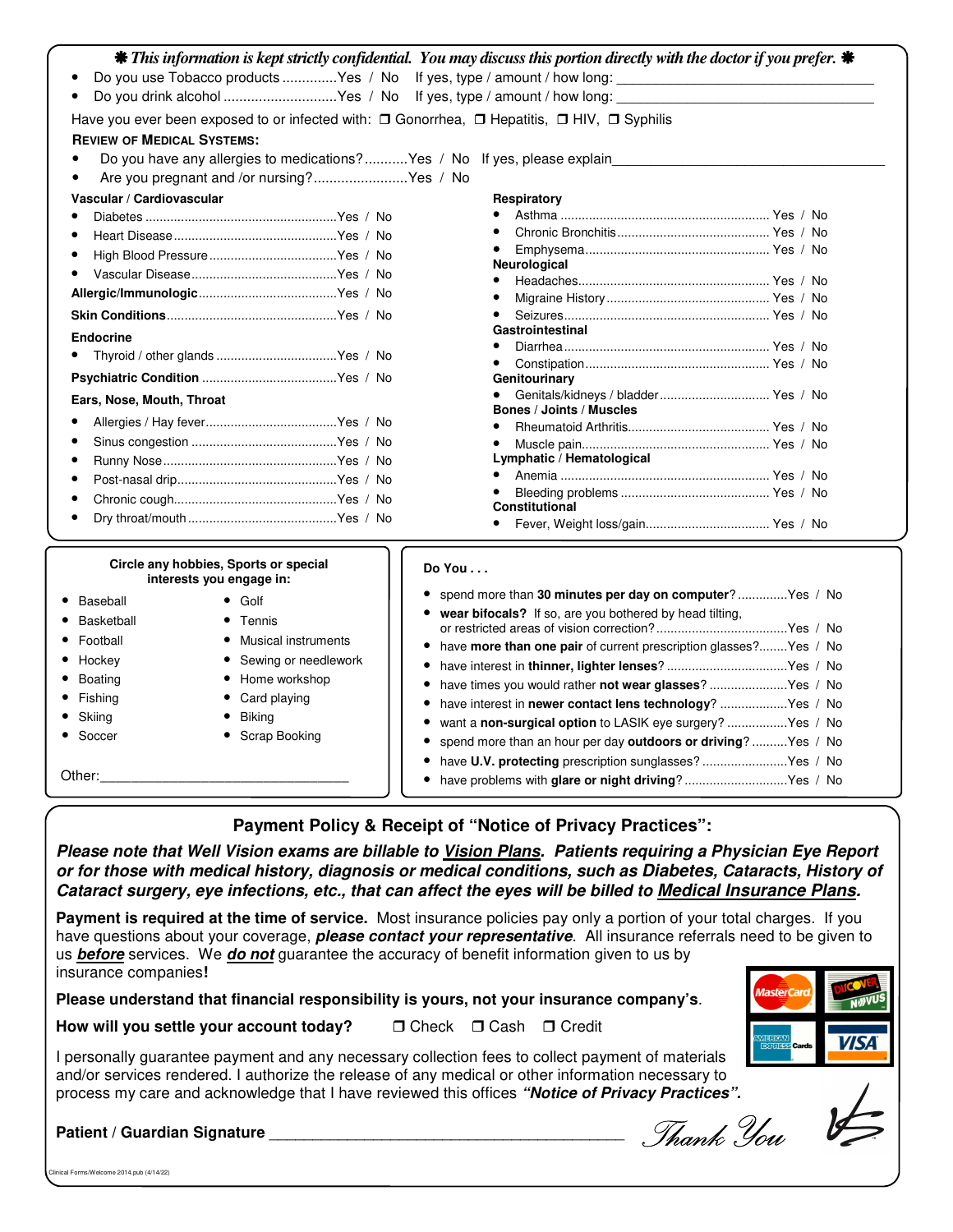❋ *This information is kept strictly confidential. You may discuss this portion directly with the doctor if you prefer.* ❋

- Do you use Tobacco products ..............Yes / No If yes, type / amount / how long: ______________________________
- Do you drink alcohol .............................Yes / No If yes, type / amount / how long: ______________________________

Have you ever been exposed to or infected with: ❒ Gonorrhea, ❒ Hepatitis, ❒ HIV, ❒ Syphilis

**REVIEW OF MEDICAL SYSTEMS:**

- Do you have any allergies to medications?...........Yes / No If yes, please explain______________________________
- Are you pregnant and /or nursing?........................Yes / No

**Vascular / Cardiovascular**

- Diabetes ......................................................Yes / No
- Heart Disease..............................................Yes / No
- High Blood Pressure....................................Yes / No
- Vascular Disease.........................................Yes / No

**Allergic/Immunologic**.......................................Yes / No

**Skin Conditions**................................................Yes / No

**Endocrine**

- Thyroid / other glands ..................................Yes / No

**Psychiatric Condition** ......................................Yes / No

**Ears, Nose, Mouth, Throat**

- Allergies / Hay fever.....................................Yes / No
- Sinus congestion .........................................Yes / No
- Runny Nose.................................................Yes / No
- Post-nasal drip.............................................Yes / No
- Chronic cough..............................................Yes / No
- Dry throat/mouth ..........................................Yes / No

**Respiratory**

- Asthma ........................................................... Yes / No
- Chronic Bronchitis........................................... Yes / No
- Emphysema.................................................... Yes / No

**Neurological**

- Headaches...................................................... Yes / No
- Migraine History ............................................. Yes / No
- Seizures.......................................................... Yes / No

**Gastrointestinal**

- Diarrhea.......................................................... Yes / No
- Constipation.................................................... Yes / No

**Genitourinary**

- Genitals/kidneys / bladder............................... Yes / No

**Bones / Joints / Muscles**

- Rheumatoid Arthritis........................................ Yes / No
- Muscle pain..................................................... Yes / No

**Lymphatic / Hematological**

- Anemia ........................................................... Yes / No
- Bleeding problems .......................................... Yes / No

**Constitutional**

- Fever, Weight loss/gain................................... Yes / No

**Circle any hobbies, Sports or special interests you engage in:**

- Baseball
- Basketball
- Football
- Hockey
- Boating
- Fishing
- Skiing
- Soccer
- Golf
- Tennis
- Musical instruments
- Sewing or needlework
- Home workshop
- Card playing
- Biking
- Scrap Booking

Other:______________________________________

**Do You . . .**

- spend more than **30 minutes per day on computer**? ..............Yes / No
- **wear bifocals?** If so, are you bothered by head tilting, or restricted areas of vision correction? ....................................Yes / No
- have **more than one pair** of current prescription glasses?........Yes / No
- have interest in **thinner, lighter lenses**? ..................................Yes / No
- have times you would rather **not wear glasses**? ......................Yes / No
- have interest in **newer contact lens technology**? ...................Yes / No
- want a **non-surgical option** to LASIK eye surgery? .................Yes / No
- spend more than an hour per day **outdoors or driving**? ..........Yes / No
- have **U.V. protecting** prescription sunglasses? ........................Yes / No
- have problems with **glare or night driving**? .............................Yes / No

## Payment Policy & Receipt of "Notice of Privacy Practices":

***Please note that Well Vision exams are billable to <u>Vision Plans</u>. Patients requiring a Physician Eye Report or for those with medical history, diagnosis or medical conditions, such as Diabetes, Cataracts, History of Cataract surgery, eye infections, etc., that can affect the eyes will be billed to <u>Medical Insurance Plans</u>.***

**Payment is required at the time of service.** Most insurance policies pay only a portion of your total charges. If you have questions about your coverage, ***please contact your representative***. All insurance referrals need to be given to us ***<u>before</u>*** services. We ***<u>do not</u>*** guarantee the accuracy of benefit information given to us by insurance companies**!**

**Please understand that financial responsibility is yours, not your insurance company's**.

**How will you settle your account today?** ❒ Check ❒ Cash ❒ Credit

I personally guarantee payment and any necessary collection fees to collect payment of materials and/or services rendered. I authorize the release of any medical or other information necessary to process my care and acknowledge that I have reviewed this offices ***"Notice of Privacy Practices".***

**Patient / Guardian Signature** ________________________________________

*Thank You*

Clinical Forms/Welcome 2014.pub (4/14/22)